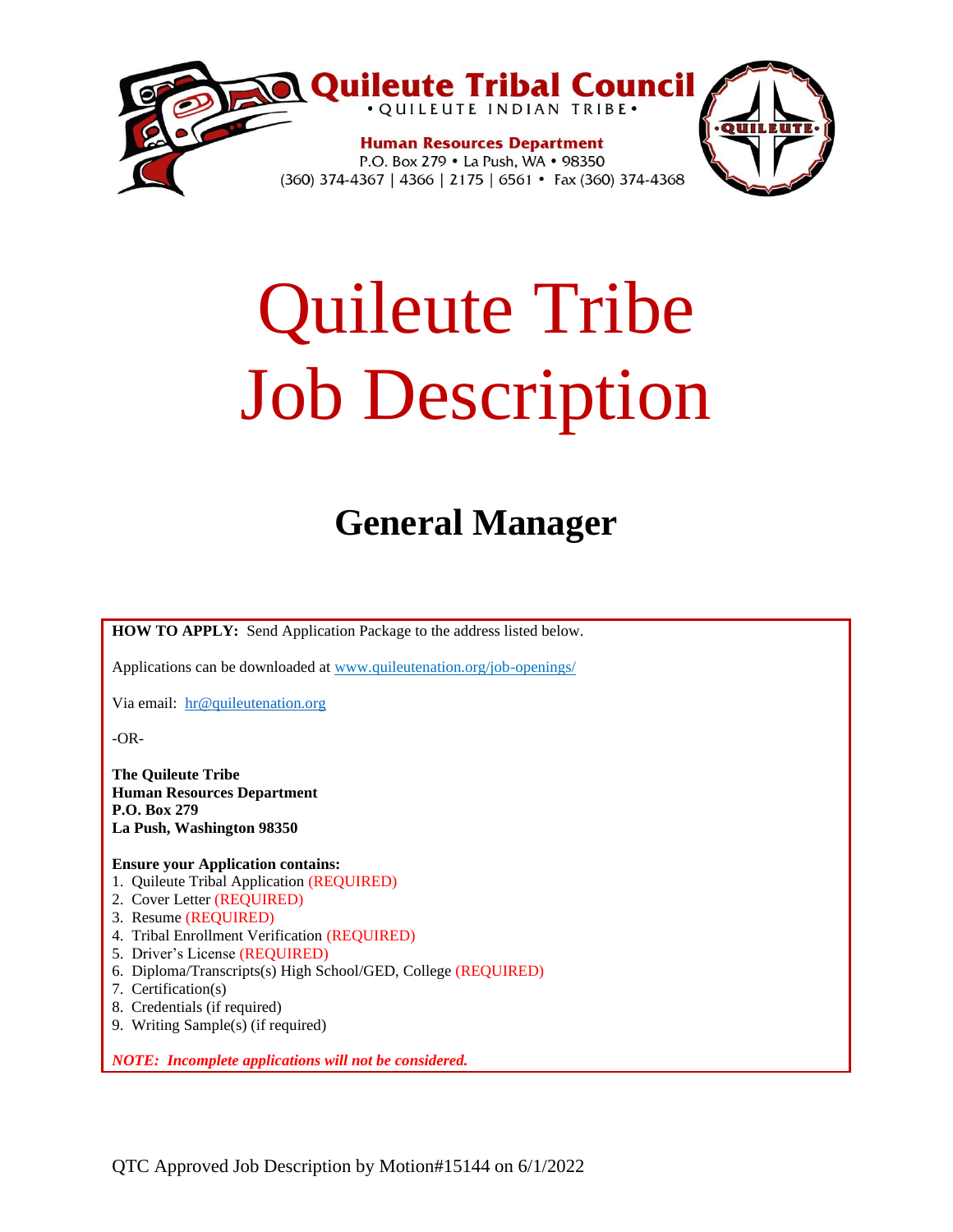# Quileute Tribal Council

• QUILEUTE INDIAN TRIBE •

**Human Resources Department**
P.O. Box 279 • La Push, WA • 98350
(360) 374-4367 | 4366 | 2175 | 6561 • Fax (360) 374-4368

# Quileute Tribe Job Description

## General Manager

**HOW TO APPLY:** Send Application Package to the address listed below.

Applications can be downloaded at www.quileutenation.org/job-openings/

Via email: hr@quileutenation.org

-OR-

**The Quileute Tribe**
**Human Resources Department**
**P.O. Box 279**
**La Push, Washington 98350**

**Ensure your Application contains:**

1. Quileute Tribal Application (REQUIRED)
2. Cover Letter (REQUIRED)
3. Resume (REQUIRED)
4. Tribal Enrollment Verification (REQUIRED)
5. Driver's License (REQUIRED)
6. Diploma/Transcripts(s) High School/GED, College (REQUIRED)
7. Certification(s)
8. Credentials (if required)
9. Writing Sample(s) (if required)

***NOTE: Incomplete applications will not be considered.***

QTC Approved Job Description by Motion#15144 on 6/1/2022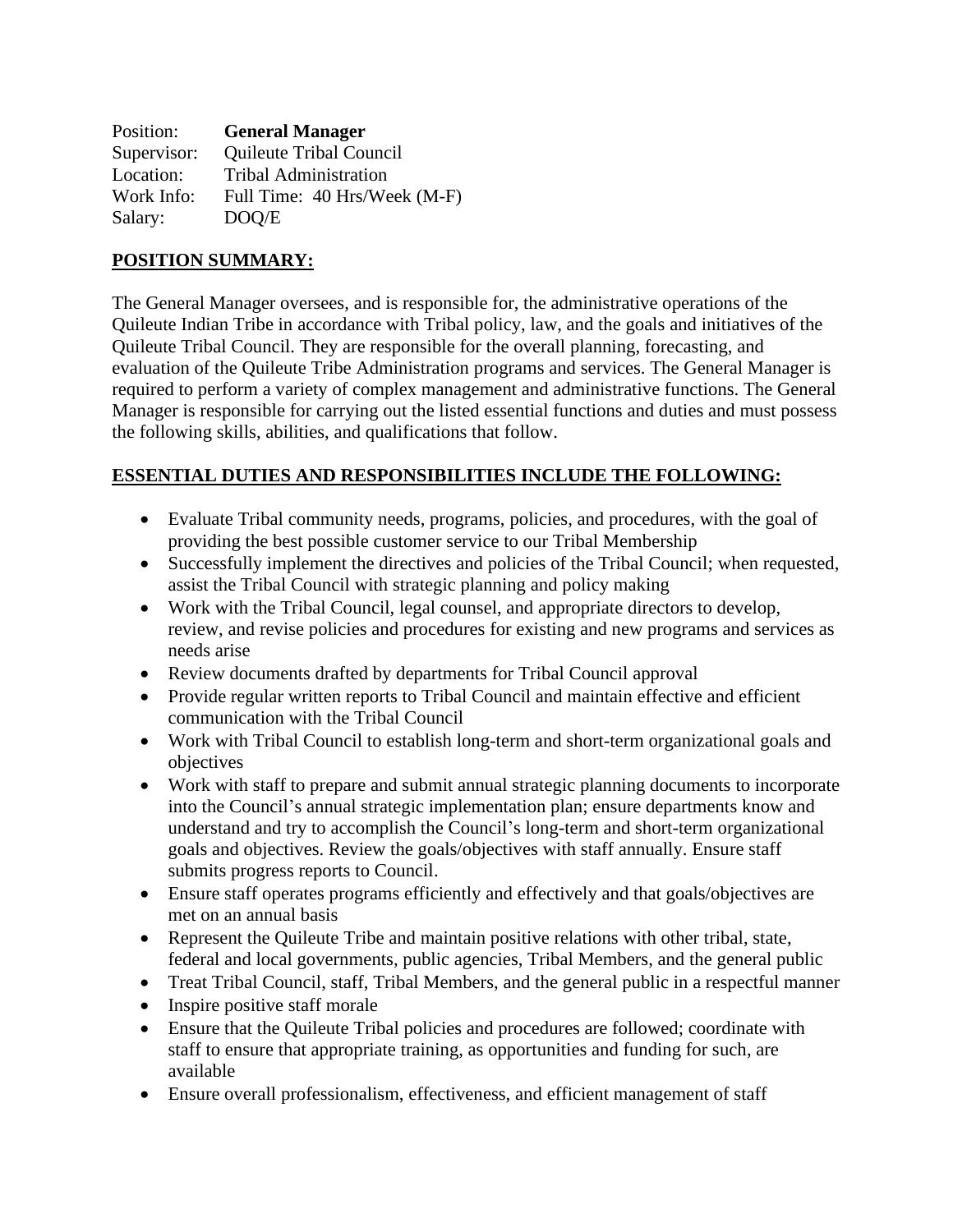Position: **General Manager**
Supervisor: Quileute Tribal Council
Location: Tribal Administration
Work Info: Full Time: 40 Hrs/Week (M-F)
Salary: DOQ/E

## POSITION SUMMARY:

The General Manager oversees, and is responsible for, the administrative operations of the Quileute Indian Tribe in accordance with Tribal policy, law, and the goals and initiatives of the Quileute Tribal Council. They are responsible for the overall planning, forecasting, and evaluation of the Quileute Tribe Administration programs and services. The General Manager is required to perform a variety of complex management and administrative functions. The General Manager is responsible for carrying out the listed essential functions and duties and must possess the following skills, abilities, and qualifications that follow.

## ESSENTIAL DUTIES AND RESPONSIBILITIES INCLUDE THE FOLLOWING:

- Evaluate Tribal community needs, programs, policies, and procedures, with the goal of providing the best possible customer service to our Tribal Membership
- Successfully implement the directives and policies of the Tribal Council; when requested, assist the Tribal Council with strategic planning and policy making
- Work with the Tribal Council, legal counsel, and appropriate directors to develop, review, and revise policies and procedures for existing and new programs and services as needs arise
- Review documents drafted by departments for Tribal Council approval
- Provide regular written reports to Tribal Council and maintain effective and efficient communication with the Tribal Council
- Work with Tribal Council to establish long-term and short-term organizational goals and objectives
- Work with staff to prepare and submit annual strategic planning documents to incorporate into the Council's annual strategic implementation plan; ensure departments know and understand and try to accomplish the Council's long-term and short-term organizational goals and objectives. Review the goals/objectives with staff annually. Ensure staff submits progress reports to Council.
- Ensure staff operates programs efficiently and effectively and that goals/objectives are met on an annual basis
- Represent the Quileute Tribe and maintain positive relations with other tribal, state, federal and local governments, public agencies, Tribal Members, and the general public
- Treat Tribal Council, staff, Tribal Members, and the general public in a respectful manner
- Inspire positive staff morale
- Ensure that the Quileute Tribal policies and procedures are followed; coordinate with staff to ensure that appropriate training, as opportunities and funding for such, are available
- Ensure overall professionalism, effectiveness, and efficient management of staff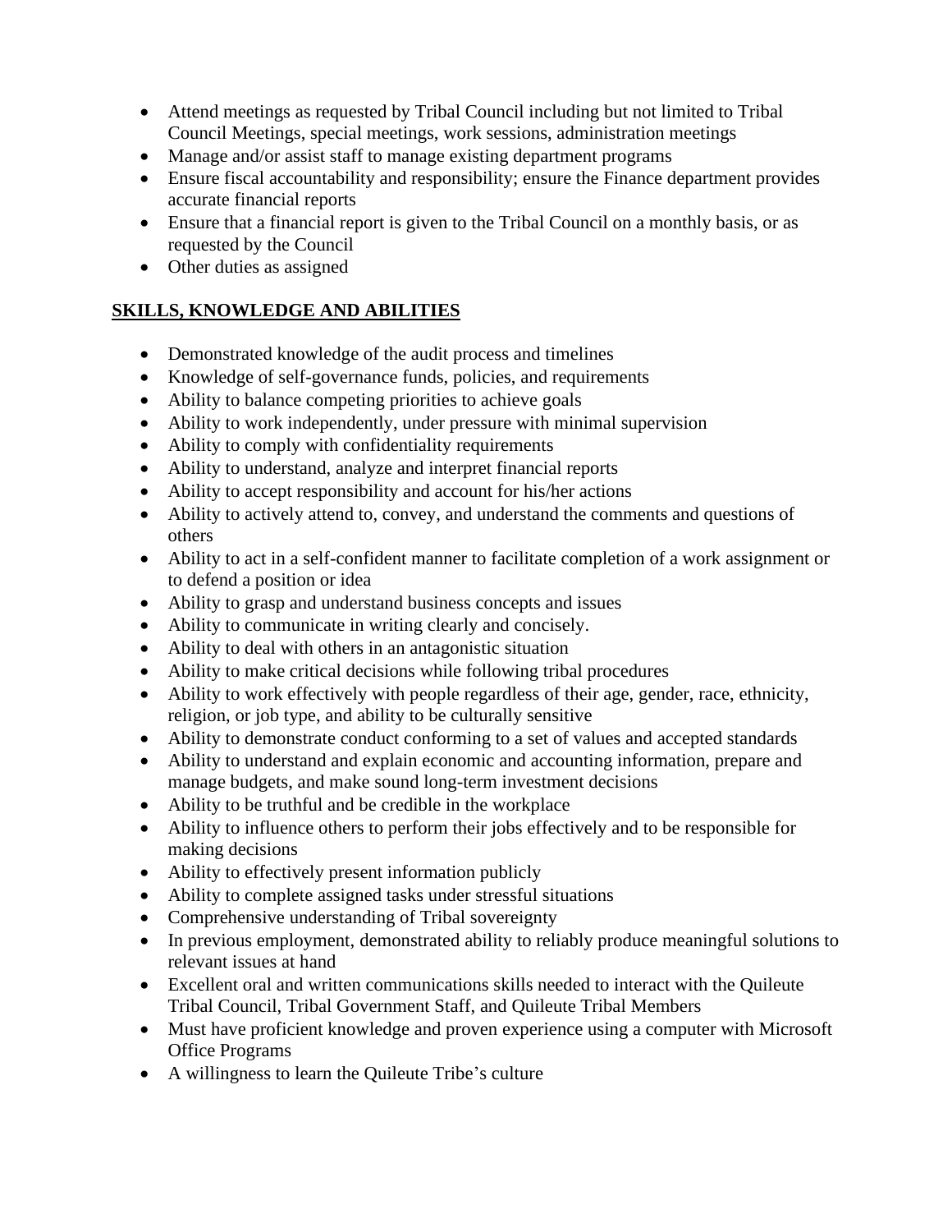- Attend meetings as requested by Tribal Council including but not limited to Tribal Council Meetings, special meetings, work sessions, administration meetings
- Manage and/or assist staff to manage existing department programs
- Ensure fiscal accountability and responsibility; ensure the Finance department provides accurate financial reports
- Ensure that a financial report is given to the Tribal Council on a monthly basis, or as requested by the Council
- Other duties as assigned

## **SKILLS, KNOWLEDGE AND ABILITIES**

- Demonstrated knowledge of the audit process and timelines
- Knowledge of self-governance funds, policies, and requirements
- Ability to balance competing priorities to achieve goals
- Ability to work independently, under pressure with minimal supervision
- Ability to comply with confidentiality requirements
- Ability to understand, analyze and interpret financial reports
- Ability to accept responsibility and account for his/her actions
- Ability to actively attend to, convey, and understand the comments and questions of others
- Ability to act in a self-confident manner to facilitate completion of a work assignment or to defend a position or idea
- Ability to grasp and understand business concepts and issues
- Ability to communicate in writing clearly and concisely.
- Ability to deal with others in an antagonistic situation
- Ability to make critical decisions while following tribal procedures
- Ability to work effectively with people regardless of their age, gender, race, ethnicity, religion, or job type, and ability to be culturally sensitive
- Ability to demonstrate conduct conforming to a set of values and accepted standards
- Ability to understand and explain economic and accounting information, prepare and manage budgets, and make sound long-term investment decisions
- Ability to be truthful and be credible in the workplace
- Ability to influence others to perform their jobs effectively and to be responsible for making decisions
- Ability to effectively present information publicly
- Ability to complete assigned tasks under stressful situations
- Comprehensive understanding of Tribal sovereignty
- In previous employment, demonstrated ability to reliably produce meaningful solutions to relevant issues at hand
- Excellent oral and written communications skills needed to interact with the Quileute Tribal Council, Tribal Government Staff, and Quileute Tribal Members
- Must have proficient knowledge and proven experience using a computer with Microsoft Office Programs
- A willingness to learn the Quileute Tribe's culture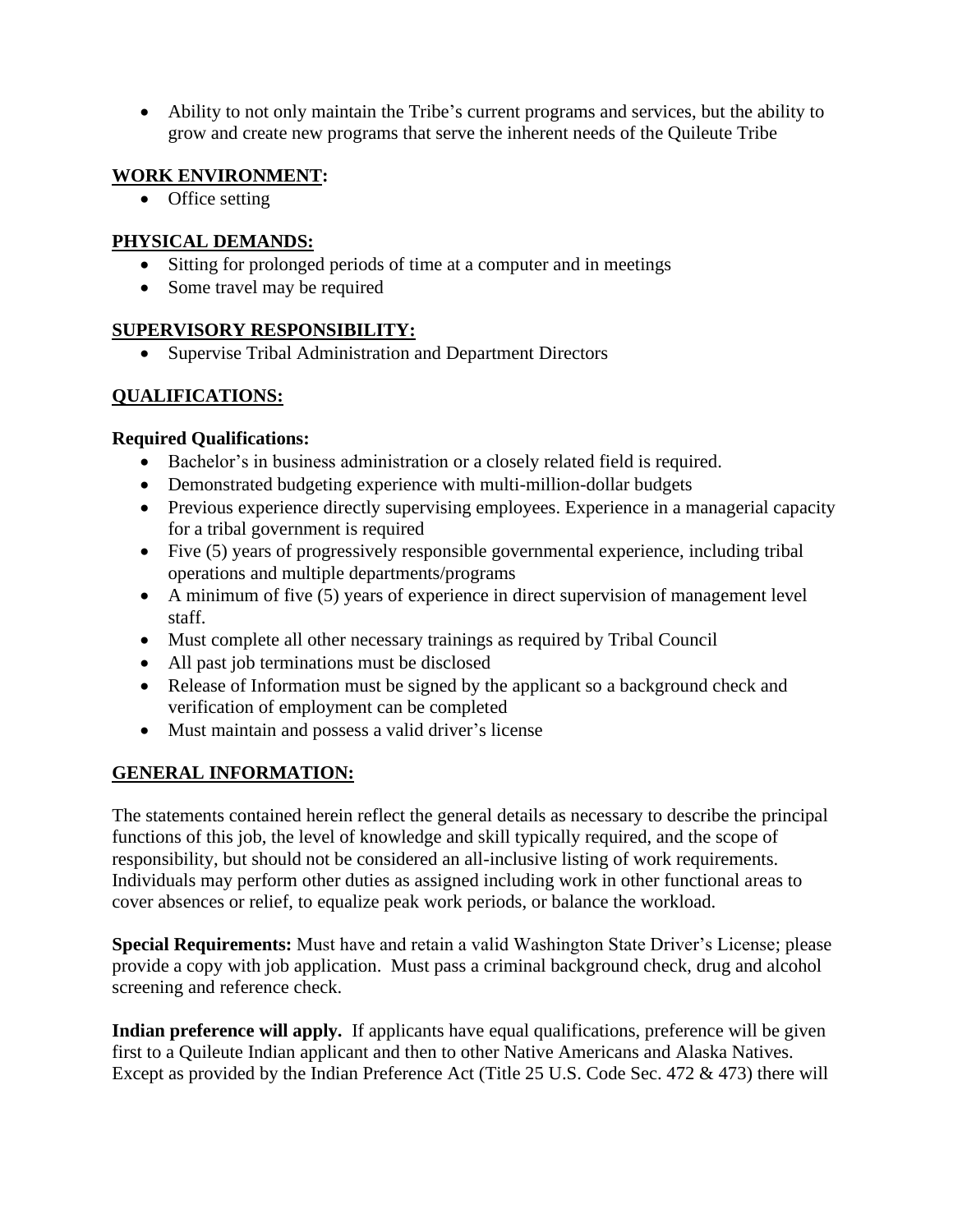- Ability to not only maintain the Tribe's current programs and services, but the ability to grow and create new programs that serve the inherent needs of the Quileute Tribe

## WORK ENVIRONMENT:

- Office setting

## PHYSICAL DEMANDS:

- Sitting for prolonged periods of time at a computer and in meetings
- Some travel may be required

## SUPERVISORY RESPONSIBILITY:

- Supervise Tribal Administration and Department Directors

## QUALIFICATIONS:

**Required Qualifications:**

- Bachelor's in business administration or a closely related field is required.
- Demonstrated budgeting experience with multi-million-dollar budgets
- Previous experience directly supervising employees. Experience in a managerial capacity for a tribal government is required
- Five (5) years of progressively responsible governmental experience, including tribal operations and multiple departments/programs
- A minimum of five (5) years of experience in direct supervision of management level staff.
- Must complete all other necessary trainings as required by Tribal Council
- All past job terminations must be disclosed
- Release of Information must be signed by the applicant so a background check and verification of employment can be completed
- Must maintain and possess a valid driver's license

## GENERAL INFORMATION:

The statements contained herein reflect the general details as necessary to describe the principal functions of this job, the level of knowledge and skill typically required, and the scope of responsibility, but should not be considered an all-inclusive listing of work requirements. Individuals may perform other duties as assigned including work in other functional areas to cover absences or relief, to equalize peak work periods, or balance the workload.

**Special Requirements:** Must have and retain a valid Washington State Driver's License; please provide a copy with job application. Must pass a criminal background check, drug and alcohol screening and reference check.

**Indian preference will apply.** If applicants have equal qualifications, preference will be given first to a Quileute Indian applicant and then to other Native Americans and Alaska Natives. Except as provided by the Indian Preference Act (Title 25 U.S. Code Sec. 472 & 473) there will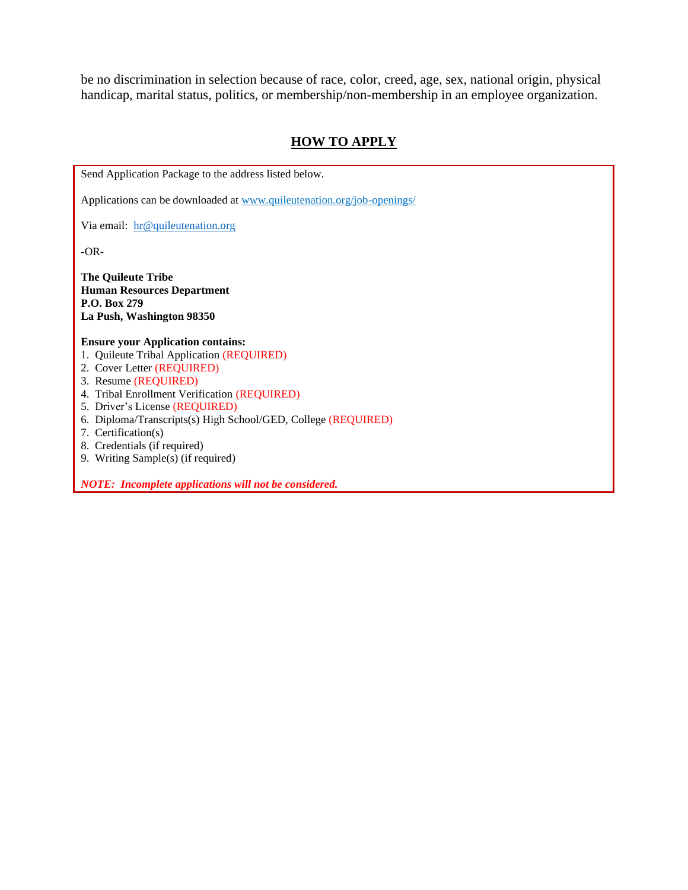be no discrimination in selection because of race, color, creed, age, sex, national origin, physical handicap, marital status, politics, or membership/non-membership in an employee organization.

## HOW TO APPLY

Send Application Package to the address listed below.

Applications can be downloaded at www.quileutenation.org/job-openings/

Via email: hr@quileutenation.org

-OR-

**The Quileute Tribe**
**Human Resources Department**
**P.O. Box 279**
**La Push, Washington 98350**

**Ensure your Application contains:**

1. Quileute Tribal Application (REQUIRED)
2. Cover Letter (REQUIRED)
3. Resume (REQUIRED)
4. Tribal Enrollment Verification (REQUIRED)
5. Driver's License (REQUIRED)
6. Diploma/Transcripts(s) High School/GED, College (REQUIRED)
7. Certification(s)
8. Credentials (if required)
9. Writing Sample(s) (if required)

***NOTE: Incomplete applications will not be considered.***